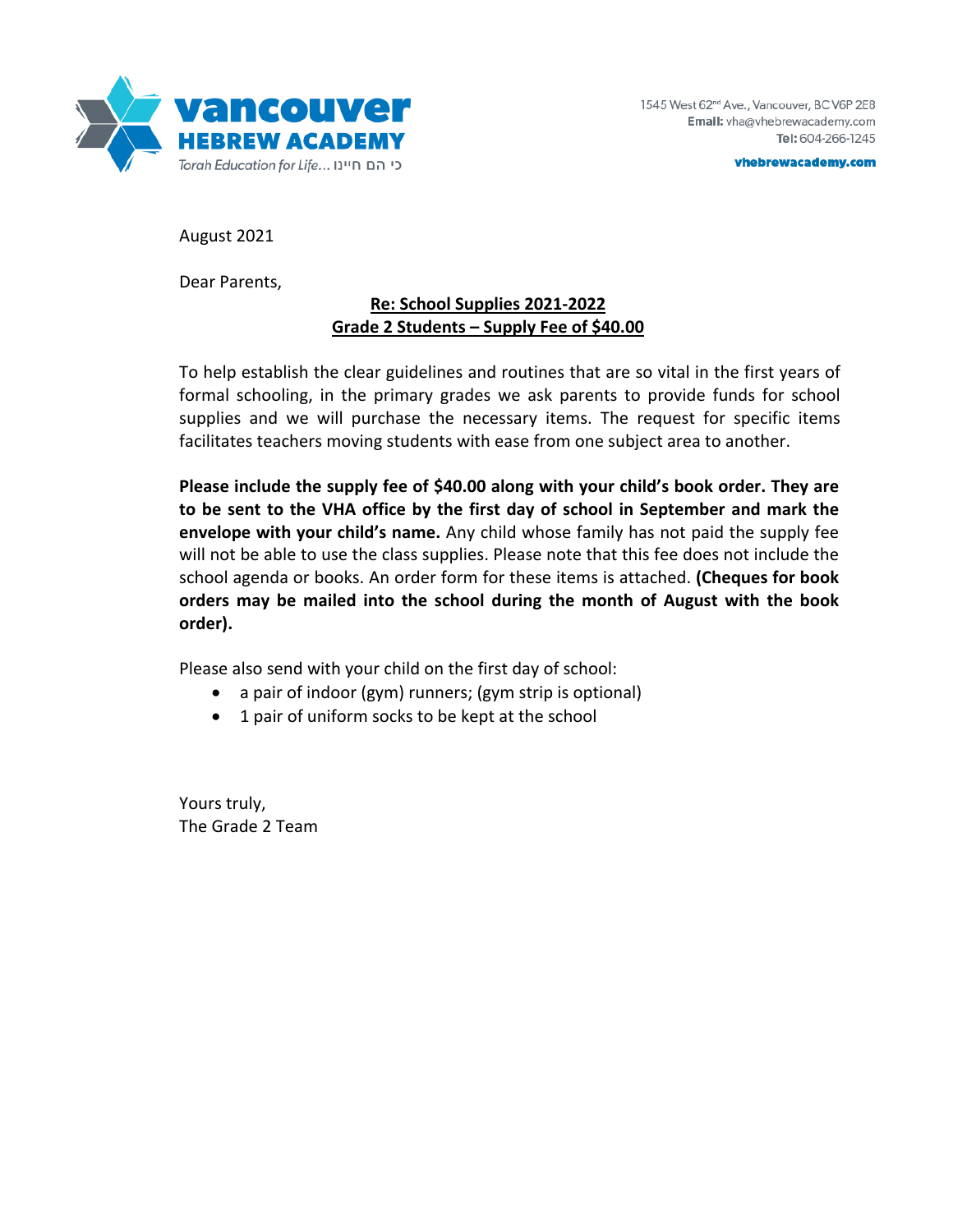**vancouver HEBREW ACADEMY**
*Torah Education for Life...* כי הם חיינו

1545 West 62nd Ave., Vancouver, BC V6P 2E8
**Email:** vha@vhebrewacademy.com
**Tel:** 604-266-1245
**vhebrewacademy.com**

August 2021

Dear Parents,

**Re: School Supplies 2021-2022**
**Grade 2 Students – Supply Fee of $40.00**

To help establish the clear guidelines and routines that are so vital in the first years of formal schooling, in the primary grades we ask parents to provide funds for school supplies and we will purchase the necessary items. The request for specific items facilitates teachers moving students with ease from one subject area to another.

**Please include the supply fee of $40.00 along with your child's book order. They are to be sent to the VHA office by the first day of school in September and mark the envelope with your child's name.** Any child whose family has not paid the supply fee will not be able to use the class supplies. Please note that this fee does not include the school agenda or books. An order form for these items is attached. **(Cheques for book orders may be mailed into the school during the month of August with the book order).**

Please also send with your child on the first day of school:

- a pair of indoor (gym) runners; (gym strip is optional)
- 1 pair of uniform socks to be kept at the school

Yours truly,
The Grade 2 Team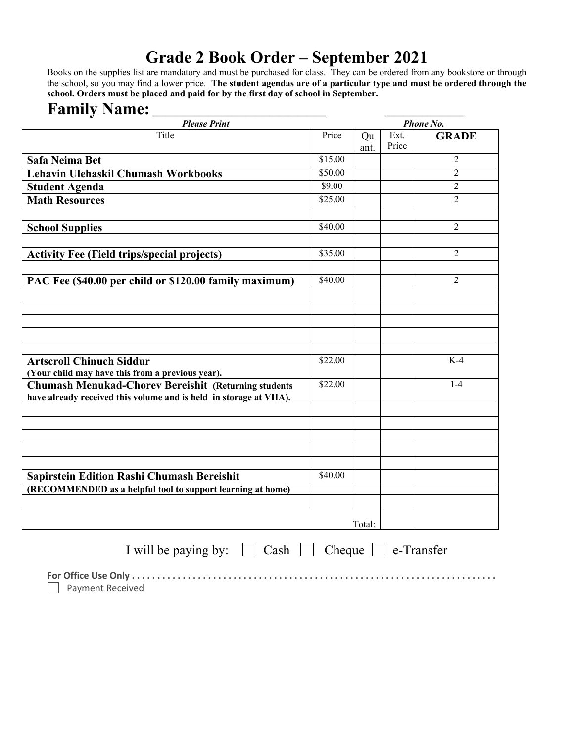# Grade 2 Book Order – September 2021

Books on the supplies list are mandatory and must be purchased for class. They can be ordered from any bookstore or through the school, so you may find a lower price. **The student agendas are of a particular type and must be ordered through the school. Orders must be placed and paid for by the first day of school in September.**

**Family Name:** ________________________ ______________

***Please Print*** ***Phone No.***

| Title | Price | Quant. | Ext. Price | GRADE |
|---|---|---|---|---|
| **Safa Neima Bet** | $15.00 | | | 2 |
| **Lehavin Ulehaskil Chumash Workbooks** | $50.00 | | | 2 |
| **Student Agenda** | $9.00 | | | 2 |
| **Math Resources** | $25.00 | | | 2 |
| | | | | |
| **School Supplies** | $40.00 | | | 2 |
| | | | | |
| **Activity Fee (Field trips/special projects)** | $35.00 | | | 2 |
| | | | | |
| **PAC Fee ($40.00 per child or $120.00 family maximum)** | $40.00 | | | 2 |
| | | | | |
| | | | | |
| | | | | |
| | | | | |
| | | | | |
| **Artscroll Chinuch Siddur** **(Your child may have this from a previous year).** | $22.00 | | | K-4 |
| **Chumash Menukad-Chorev Bereishit (Returning students have already received this volume and is held in storage at VHA).** | $22.00 | | | 1-4 |
| | | | | |
| | | | | |
| | | | | |
| | | | | |
| | | | | |
| **Sapirstein Edition Rashi Chumash Bereishit** | $40.00 | | | |
| **(RECOMMENDED as a helpful tool to support learning at home)** | | | | |
| | | | | |
| | | Total: | | |

I will be paying by: ☐ Cash ☐ Cheque ☐ e-Transfer

**For Office Use Only . . . . . . . . . . . . . . . . . . . . . . . . . . . . . . . . . . . . . . . . . . . . . . . . . . . . . . . . . . . . . . . . . . . . .**

☐ Payment Received